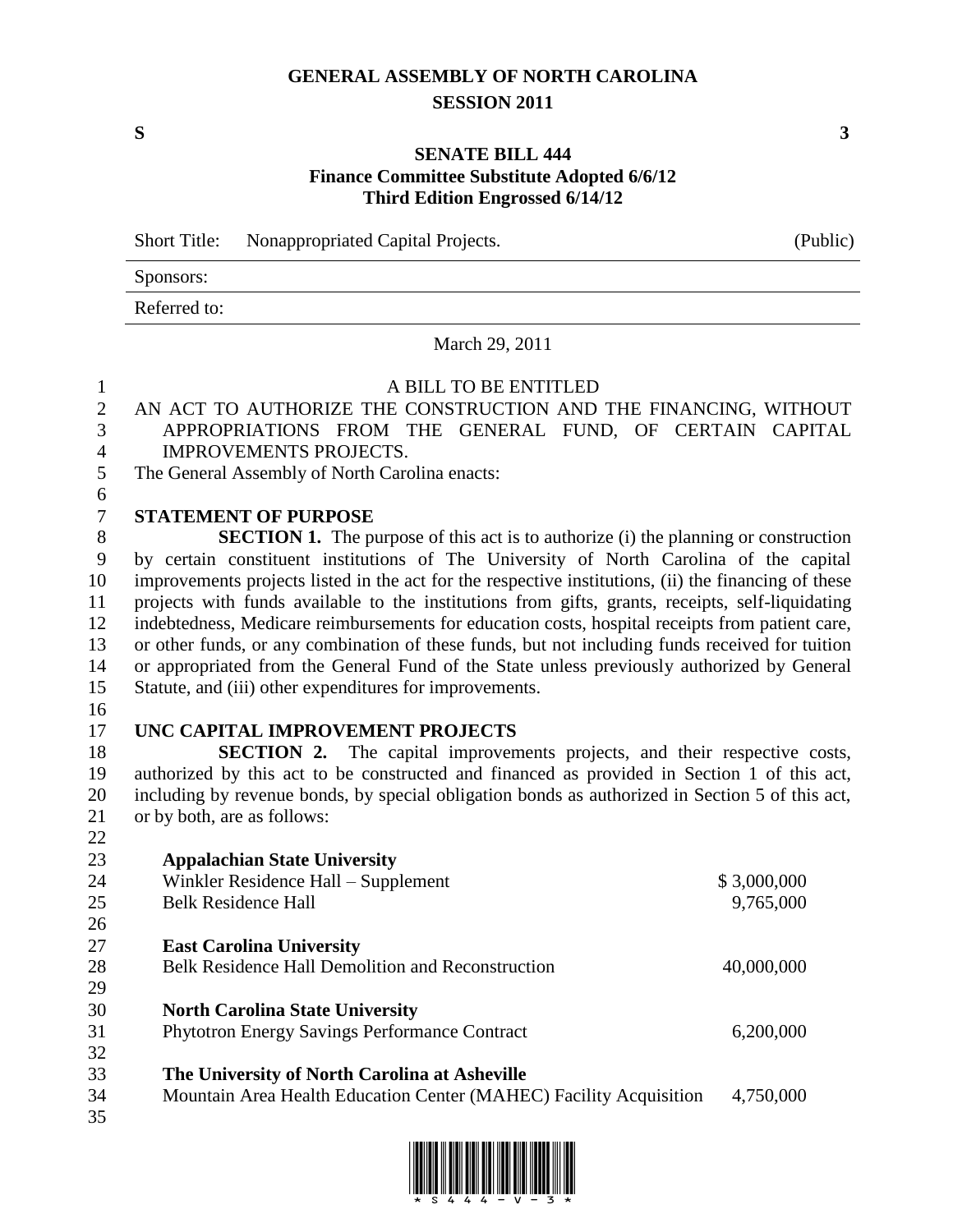# GENERAL ASSEMBLY OF NORTH CAROLINA
## SESSION 2011

**S** **3**

## SENATE BILL 444
### Finance Committee Substitute Adopted 6/6/12
### Third Edition Engrossed 6/14/12

Short Title: Nonappropriated Capital Projects. (Public)

Sponsors:

Referred to:

March 29, 2011

A BILL TO BE ENTITLED

AN ACT TO AUTHORIZE THE CONSTRUCTION AND THE FINANCING, WITHOUT APPROPRIATIONS FROM THE GENERAL FUND, OF CERTAIN CAPITAL IMPROVEMENTS PROJECTS.

The General Assembly of North Carolina enacts:

**STATEMENT OF PURPOSE**

**SECTION 1.** The purpose of this act is to authorize (i) the planning or construction by certain constituent institutions of The University of North Carolina of the capital improvements projects listed in the act for the respective institutions, (ii) the financing of these projects with funds available to the institutions from gifts, grants, receipts, self-liquidating indebtedness, Medicare reimbursements for education costs, hospital receipts from patient care, or other funds, or any combination of these funds, but not including funds received for tuition or appropriated from the General Fund of the State unless previously authorized by General Statute, and (iii) other expenditures for improvements.

**UNC CAPITAL IMPROVEMENT PROJECTS**

**SECTION 2.** The capital improvements projects, and their respective costs, authorized by this act to be constructed and financed as provided in Section 1 of this act, including by revenue bonds, by special obligation bonds as authorized in Section 5 of this act, or by both, are as follows:

| | |
|---|---|
| **Appalachian State University** | |
| Winkler Residence Hall – Supplement | $ 3,000,000 |
| Belk Residence Hall | 9,765,000 |
| **East Carolina University** | |
| Belk Residence Hall Demolition and Reconstruction | 40,000,000 |
| **North Carolina State University** | |
| Phytotron Energy Savings Performance Contract | 6,200,000 |
| **The University of North Carolina at Asheville** | |
| Mountain Area Health Education Center (MAHEC) Facility Acquisition | 4,750,000 |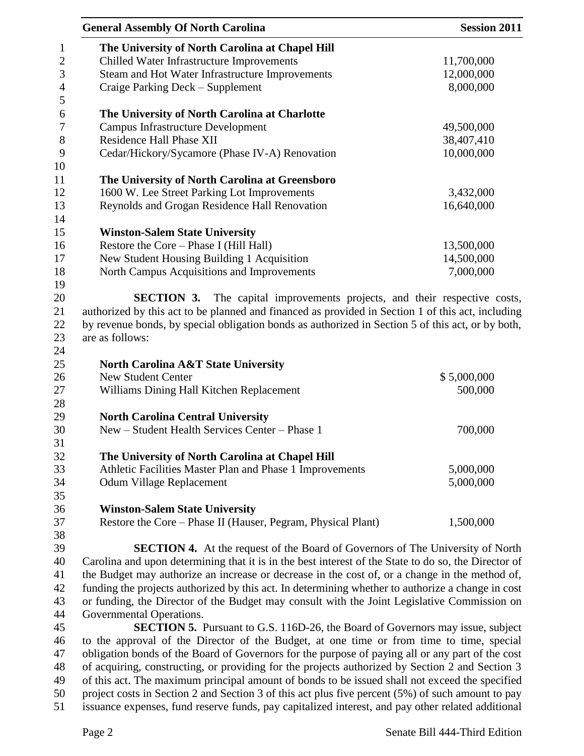**The University of North Carolina at Chapel Hill**

| | |
|---|---|
| Chilled Water Infrastructure Improvements | 11,700,000 |
| Steam and Hot Water Infrastructure Improvements | 12,000,000 |
| Craige Parking Deck – Supplement | 8,000,000 |

**The University of North Carolina at Charlotte**

| | |
|---|---|
| Campus Infrastructure Development | 49,500,000 |
| Residence Hall Phase XII | 38,407,410 |
| Cedar/Hickory/Sycamore (Phase IV-A) Renovation | 10,000,000 |

**The University of North Carolina at Greensboro**

| | |
|---|---|
| 1600 W. Lee Street Parking Lot Improvements | 3,432,000 |
| Reynolds and Grogan Residence Hall Renovation | 16,640,000 |

**Winston-Salem State University**

| | |
|---|---|
| Restore the Core – Phase I (Hill Hall) | 13,500,000 |
| New Student Housing Building 1 Acquisition | 14,500,000 |
| North Campus Acquisitions and Improvements | 7,000,000 |

**SECTION 3.** The capital improvements projects, and their respective costs, authorized by this act to be planned and financed as provided in Section 1 of this act, including by revenue bonds, by special obligation bonds as authorized in Section 5 of this act, or by both, are as follows:

**North Carolina A&T State University**

| | |
|---|---|
| New Student Center | $ 5,000,000 |
| Williams Dining Hall Kitchen Replacement | 500,000 |

**North Carolina Central University**

| | |
|---|---|
| New – Student Health Services Center – Phase 1 | 700,000 |

**The University of North Carolina at Chapel Hill**

| | |
|---|---|
| Athletic Facilities Master Plan and Phase 1 Improvements | 5,000,000 |
| Odum Village Replacement | 5,000,000 |

**Winston-Salem State University**

| | |
|---|---|
| Restore the Core – Phase II (Hauser, Pegram, Physical Plant) | 1,500,000 |

**SECTION 4.** At the request of the Board of Governors of The University of North Carolina and upon determining that it is in the best interest of the State to do so, the Director of the Budget may authorize an increase or decrease in the cost of, or a change in the method of, funding the projects authorized by this act. In determining whether to authorize a change in cost or funding, the Director of the Budget may consult with the Joint Legislative Commission on Governmental Operations.

**SECTION 5.** Pursuant to G.S. 116D-26, the Board of Governors may issue, subject to the approval of the Director of the Budget, at one time or from time to time, special obligation bonds of the Board of Governors for the purpose of paying all or any part of the cost of acquiring, constructing, or providing for the projects authorized by Section 2 and Section 3 of this act. The maximum principal amount of bonds to be issued shall not exceed the specified project costs in Section 2 and Section 3 of this act plus five percent (5%) of such amount to pay issuance expenses, fund reserve funds, pay capitalized interest, and pay other related additional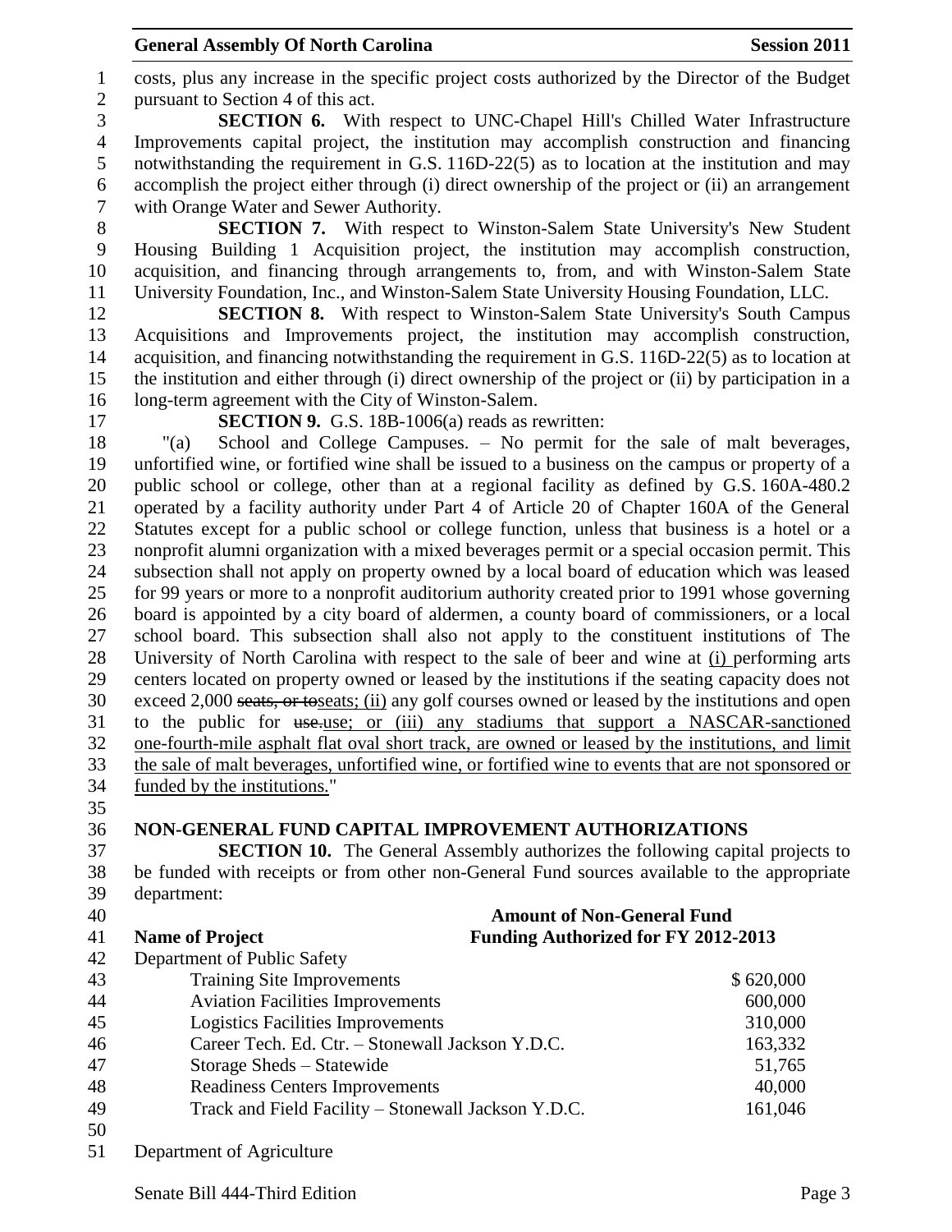costs, plus any increase in the specific project costs authorized by the Director of the Budget pursuant to Section 4 of this act.

**SECTION 6.** With respect to UNC-Chapel Hill's Chilled Water Infrastructure Improvements capital project, the institution may accomplish construction and financing notwithstanding the requirement in G.S. 116D-22(5) as to location at the institution and may accomplish the project either through (i) direct ownership of the project or (ii) an arrangement with Orange Water and Sewer Authority.

**SECTION 7.** With respect to Winston-Salem State University's New Student Housing Building 1 Acquisition project, the institution may accomplish construction, acquisition, and financing through arrangements to, from, and with Winston-Salem State University Foundation, Inc., and Winston-Salem State University Housing Foundation, LLC.

**SECTION 8.** With respect to Winston-Salem State University's South Campus Acquisitions and Improvements project, the institution may accomplish construction, acquisition, and financing notwithstanding the requirement in G.S. 116D-22(5) as to location at the institution and either through (i) direct ownership of the project or (ii) by participation in a long-term agreement with the City of Winston-Salem.

**SECTION 9.** G.S. 18B-1006(a) reads as rewritten:

"(a) School and College Campuses. – No permit for the sale of malt beverages, unfortified wine, or fortified wine shall be issued to a business on the campus or property of a public school or college, other than at a regional facility as defined by G.S. 160A-480.2 operated by a facility authority under Part 4 of Article 20 of Chapter 160A of the General Statutes except for a public school or college function, unless that business is a hotel or a nonprofit alumni organization with a mixed beverages permit or a special occasion permit. This subsection shall not apply on property owned by a local board of education which was leased for 99 years or more to a nonprofit auditorium authority created prior to 1991 whose governing board is appointed by a city board of aldermen, a county board of commissioners, or a local school board. This subsection shall also not apply to the constituent institutions of The University of North Carolina with respect to the sale of beer and wine at <u>(i)</u> performing arts centers located on property owned or leased by the institutions if the seating capacity does not exceed 2,000 ~~seats, or to~~<u>seats; (ii)</u> any golf courses owned or leased by the institutions and open to the public for ~~use.~~<u>use; or (iii) any stadiums that support a NASCAR-sanctioned one-fourth-mile asphalt flat oval short track, are owned or leased by the institutions, and limit the sale of malt beverages, unfortified wine, or fortified wine to events that are not sponsored or funded by the institutions.</u>"

## NON-GENERAL FUND CAPITAL IMPROVEMENT AUTHORIZATIONS

**SECTION 10.** The General Assembly authorizes the following capital projects to be funded with receipts or from other non-General Fund sources available to the appropriate department:

| Name of Project | Amount of Non-General Fund Funding Authorized for FY 2012-2013 |
|---|---|
| Department of Public Safety | |
| Training Site Improvements | $ 620,000 |
| Aviation Facilities Improvements | 600,000 |
| Logistics Facilities Improvements | 310,000 |
| Career Tech. Ed. Ctr. – Stonewall Jackson Y.D.C. | 163,332 |
| Storage Sheds – Statewide | 51,765 |
| Readiness Centers Improvements | 40,000 |
| Track and Field Facility – Stonewall Jackson Y.D.C. | 161,046 |
| | |
| Department of Agriculture | |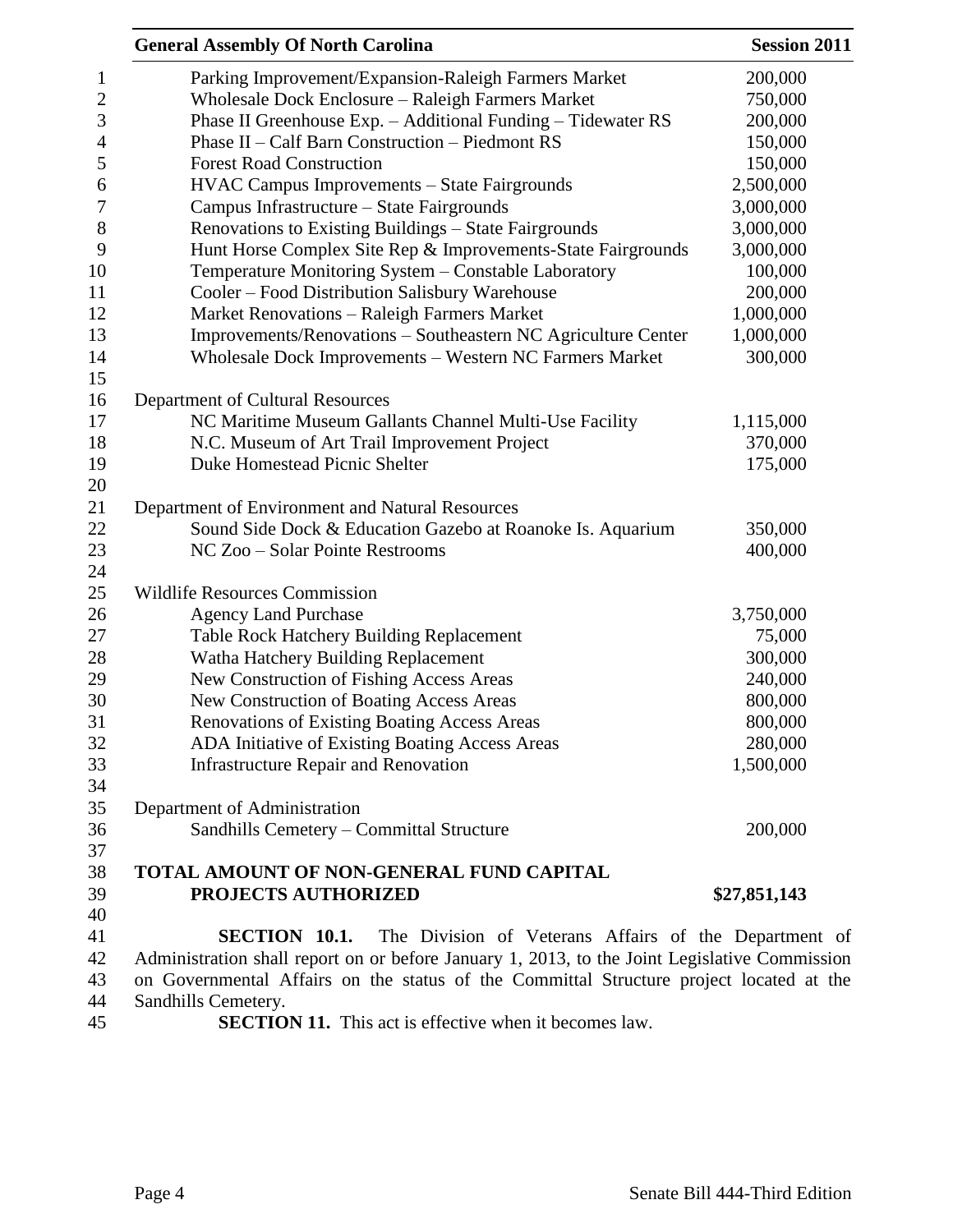| | |
|---|---|
| Parking Improvement/Expansion-Raleigh Farmers Market | 200,000 |
| Wholesale Dock Enclosure – Raleigh Farmers Market | 750,000 |
| Phase II Greenhouse Exp. – Additional Funding – Tidewater RS | 200,000 |
| Phase II – Calf Barn Construction – Piedmont RS | 150,000 |
| Forest Road Construction | 150,000 |
| HVAC Campus Improvements – State Fairgrounds | 2,500,000 |
| Campus Infrastructure – State Fairgrounds | 3,000,000 |
| Renovations to Existing Buildings – State Fairgrounds | 3,000,000 |
| Hunt Horse Complex Site Rep & Improvements-State Fairgrounds | 3,000,000 |
| Temperature Monitoring System – Constable Laboratory | 100,000 |
| Cooler – Food Distribution Salisbury Warehouse | 200,000 |
| Market Renovations – Raleigh Farmers Market | 1,000,000 |
| Improvements/Renovations – Southeastern NC Agriculture Center | 1,000,000 |
| Wholesale Dock Improvements – Western NC Farmers Market | 300,000 |
| | |
| Department of Cultural Resources | |
| NC Maritime Museum Gallants Channel Multi-Use Facility | 1,115,000 |
| N.C. Museum of Art Trail Improvement Project | 370,000 |
| Duke Homestead Picnic Shelter | 175,000 |
| | |
| Department of Environment and Natural Resources | |
| Sound Side Dock & Education Gazebo at Roanoke Is. Aquarium | 350,000 |
| NC Zoo – Solar Pointe Restrooms | 400,000 |
| | |
| Wildlife Resources Commission | |
| Agency Land Purchase | 3,750,000 |
| Table Rock Hatchery Building Replacement | 75,000 |
| Watha Hatchery Building Replacement | 300,000 |
| New Construction of Fishing Access Areas | 240,000 |
| New Construction of Boating Access Areas | 800,000 |
| Renovations of Existing Boating Access Areas | 800,000 |
| ADA Initiative of Existing Boating Access Areas | 280,000 |
| Infrastructure Repair and Renovation | 1,500,000 |
| | |
| Department of Administration | |
| Sandhills Cemetery – Committal Structure | 200,000 |
| | |
| **TOTAL AMOUNT OF NON-GENERAL FUND CAPITAL PROJECTS AUTHORIZED** | **$27,851,143** |

**SECTION 10.1.** The Division of Veterans Affairs of the Department of Administration shall report on or before January 1, 2013, to the Joint Legislative Commission on Governmental Affairs on the status of the Committal Structure project located at the Sandhills Cemetery.

**SECTION 11.** This act is effective when it becomes law.